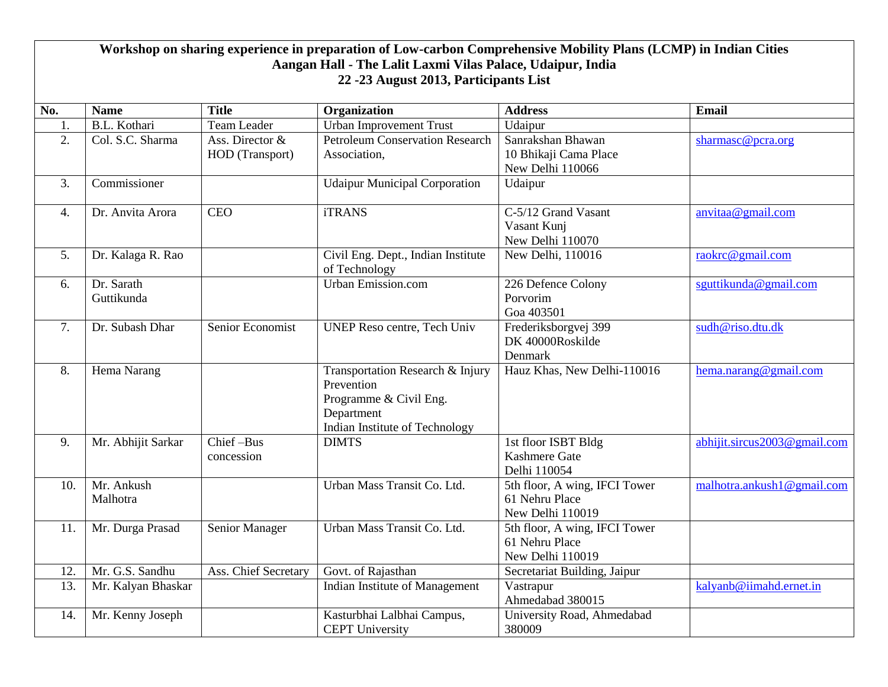**Workshop on sharing experience in preparation of Low-carbon Comprehensive Mobility Plans (LCMP) in Indian Cities**
**Aangan Hall - The Lalit Laxmi Vilas Palace, Udaipur, India**
**22 -23 August 2013, Participants List**

| No. | Name | Title | Organization | Address | Email |
|---|---|---|---|---|---|
| 1. | B.L. Kothari | Team Leader | Urban Improvement Trust | Udaipur | |
| 2. | Col. S.C. Sharma | Ass. Director & HOD (Transport) | Petroleum Conservation Research Association, | Sanrakshan Bhawan<br>10 Bhikaji Cama Place<br>New Delhi 110066 | sharmasc@pcra.org |
| 3. | Commissioner | | Udaipur Municipal Corporation | Udaipur | |
| 4. | Dr. Anvita Arora | CEO | iTRANS | C-5/12 Grand Vasant<br>Vasant Kunj<br>New Delhi 110070 | anvitaa@gmail.com |
| 5. | Dr. Kalaga R. Rao | | Civil Eng. Dept., Indian Institute of Technology | New Delhi, 110016 | raokrc@gmail.com |
| 6. | Dr. Sarath Guttikunda | | Urban Emission.com | 226 Defence Colony<br>Porvorim<br>Goa 403501 | sguttikunda@gmail.com |
| 7. | Dr. Subash Dhar | Senior Economist | UNEP Reso centre, Tech Univ | Frederiksborgvej 399<br>DK 40000Roskilde<br>Denmark | sudh@riso.dtu.dk |
| 8. | Hema Narang | | Transportation Research & Injury Prevention<br>Programme & Civil Eng. Department<br>Indian Institute of Technology | Hauz Khas, New Delhi-110016 | hema.narang@gmail.com |
| 9. | Mr. Abhijit Sarkar | Chief –Bus concession | DIMTS | 1st floor ISBT Bldg<br>Kashmere Gate<br>Delhi 110054 | abhijit.sircus2003@gmail.com |
| 10. | Mr. Ankush Malhotra | | Urban Mass Transit Co. Ltd. | 5th floor, A wing, IFCI Tower<br>61 Nehru Place<br>New Delhi 110019 | malhotra.ankush1@gmail.com |
| 11. | Mr. Durga Prasad | Senior Manager | Urban Mass Transit Co. Ltd. | 5th floor, A wing, IFCI Tower<br>61 Nehru Place<br>New Delhi 110019 | |
| 12. | Mr. G.S. Sandhu | Ass. Chief Secretary | Govt. of Rajasthan | Secretariat Building, Jaipur | |
| 13. | Mr. Kalyan Bhaskar | | Indian Institute of Management | Vastrapur<br>Ahmedabad 380015 | kalyanb@iimahd.ernet.in |
| 14. | Mr. Kenny Joseph | | Kasturbhai Lalbhai Campus, CEPT University | University Road, Ahmedabad 380009 | |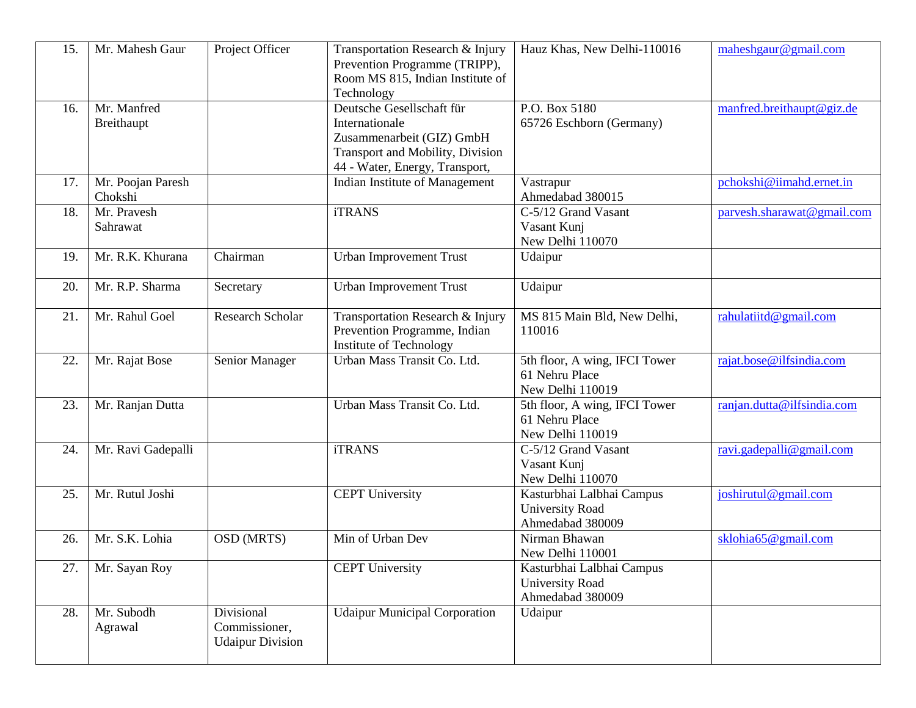| | | | | | |
|---|---|---|---|---|---|
| 15. | Mr. Mahesh Gaur | Project Officer | Transportation Research & Injury Prevention Programme (TRIPP), Room MS 815, Indian Institute of Technology | Hauz Khas, New Delhi-110016 | maheshgaur@gmail.com |
| 16. | Mr. Manfred Breithaupt | | Deutsche Gesellschaft für Internationale Zusammenarbeit (GIZ) GmbH Transport and Mobility, Division 44 - Water, Energy, Transport, | P.O. Box 5180 65726 Eschborn (Germany) | manfred.breithaupt@giz.de |
| 17. | Mr. Poojan Paresh Chokshi | | Indian Institute of Management | Vastrapur Ahmedabad 380015 | pchokshi@iimahd.ernet.in |
| 18. | Mr. Pravesh Sahrawat | | iTRANS | C-5/12 Grand Vasant Vasant Kunj New Delhi 110070 | parvesh.sharawat@gmail.com |
| 19. | Mr. R.K. Khurana | Chairman | Urban Improvement Trust | Udaipur | |
| 20. | Mr. R.P. Sharma | Secretary | Urban Improvement Trust | Udaipur | |
| 21. | Mr. Rahul Goel | Research Scholar | Transportation Research & Injury Prevention Programme, Indian Institute of Technology | MS 815 Main Bld, New Delhi, 110016 | rahulatiitd@gmail.com |
| 22. | Mr. Rajat Bose | Senior Manager | Urban Mass Transit Co. Ltd. | 5th floor, A wing, IFCI Tower 61 Nehru Place New Delhi 110019 | rajat.bose@ilfsindia.com |
| 23. | Mr. Ranjan Dutta | | Urban Mass Transit Co. Ltd. | 5th floor, A wing, IFCI Tower 61 Nehru Place New Delhi 110019 | ranjan.dutta@ilfsindia.com |
| 24. | Mr. Ravi Gadepalli | | iTRANS | C-5/12 Grand Vasant Vasant Kunj New Delhi 110070 | ravi.gadepalli@gmail.com |
| 25. | Mr. Rutul Joshi | | CEPT University | Kasturbhai Lalbhai Campus University Road Ahmedabad 380009 | joshirutul@gmail.com |
| 26. | Mr. S.K. Lohia | OSD (MRTS) | Min of Urban Dev | Nirman Bhawan New Delhi 110001 | sklohia65@gmail.com |
| 27. | Mr. Sayan Roy | | CEPT University | Kasturbhai Lalbhai Campus University Road Ahmedabad 380009 | |
| 28. | Mr. Subodh Agrawal | Divisional Commissioner, Udaipur Division | Udaipur Municipal Corporation | Udaipur | |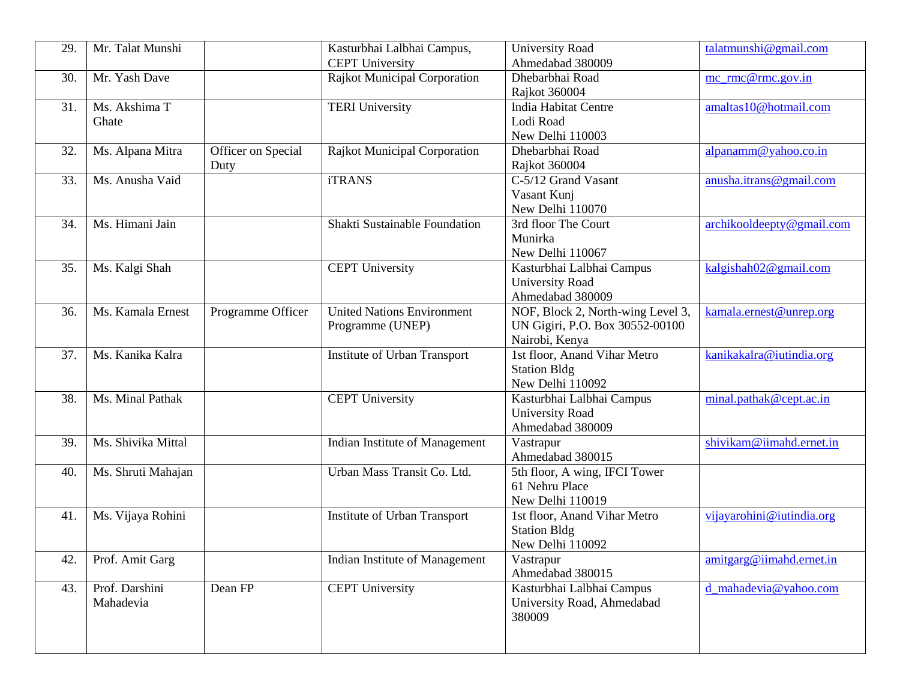| | | | | | |
|---|---|---|---|---|---|
| 29. | Mr. Talat Munshi | | Kasturbhai Lalbhai Campus, CEPT University | University Road Ahmedabad 380009 | talatmunshi@gmail.com |
| 30. | Mr. Yash Dave | | Rajkot Municipal Corporation | Dhebarbhai Road Rajkot 360004 | mc_rmc@rmc.gov.in |
| 31. | Ms. Akshima T Ghate | | TERI University | India Habitat Centre Lodi Road New Delhi 110003 | amaltas10@hotmail.com |
| 32. | Ms. Alpana Mitra | Officer on Special Duty | Rajkot Municipal Corporation | Dhebarbhai Road Rajkot 360004 | alpanamm@yahoo.co.in |
| 33. | Ms. Anusha Vaid | | iTRANS | C-5/12 Grand Vasant Vasant Kunj New Delhi 110070 | anusha.itrans@gmail.com |
| 34. | Ms. Himani Jain | | Shakti Sustainable Foundation | 3rd floor The Court Munirka New Delhi 110067 | archikooldeepty@gmail.com |
| 35. | Ms. Kalgi Shah | | CEPT University | Kasturbhai Lalbhai Campus University Road Ahmedabad 380009 | kalgishah02@gmail.com |
| 36. | Ms. Kamala Ernest | Programme Officer | United Nations Environment Programme (UNEP) | NOF, Block 2, North-wing Level 3, UN Gigiri, P.O. Box 30552-00100 Nairobi, Kenya | kamala.ernest@unrep.org |
| 37. | Ms. Kanika Kalra | | Institute of Urban Transport | 1st floor, Anand Vihar Metro Station Bldg New Delhi 110092 | kanikakalra@iutindia.org |
| 38. | Ms. Minal Pathak | | CEPT University | Kasturbhai Lalbhai Campus University Road Ahmedabad 380009 | minal.pathak@cept.ac.in |
| 39. | Ms. Shivika Mittal | | Indian Institute of Management | Vastrapur Ahmedabad 380015 | shivikam@iimahd.ernet.in |
| 40. | Ms. Shruti Mahajan | | Urban Mass Transit Co. Ltd. | 5th floor, A wing, IFCI Tower 61 Nehru Place New Delhi 110019 | |
| 41. | Ms. Vijaya Rohini | | Institute of Urban Transport | 1st floor, Anand Vihar Metro Station Bldg New Delhi 110092 | vijayarohini@iutindia.org |
| 42. | Prof. Amit Garg | | Indian Institute of Management | Vastrapur Ahmedabad 380015 | amitgarg@iimahd.ernet.in |
| 43. | Prof. Darshini Mahadevia | Dean FP | CEPT University | Kasturbhai Lalbhai Campus University Road, Ahmedabad 380009 | d_mahadevia@yahoo.com |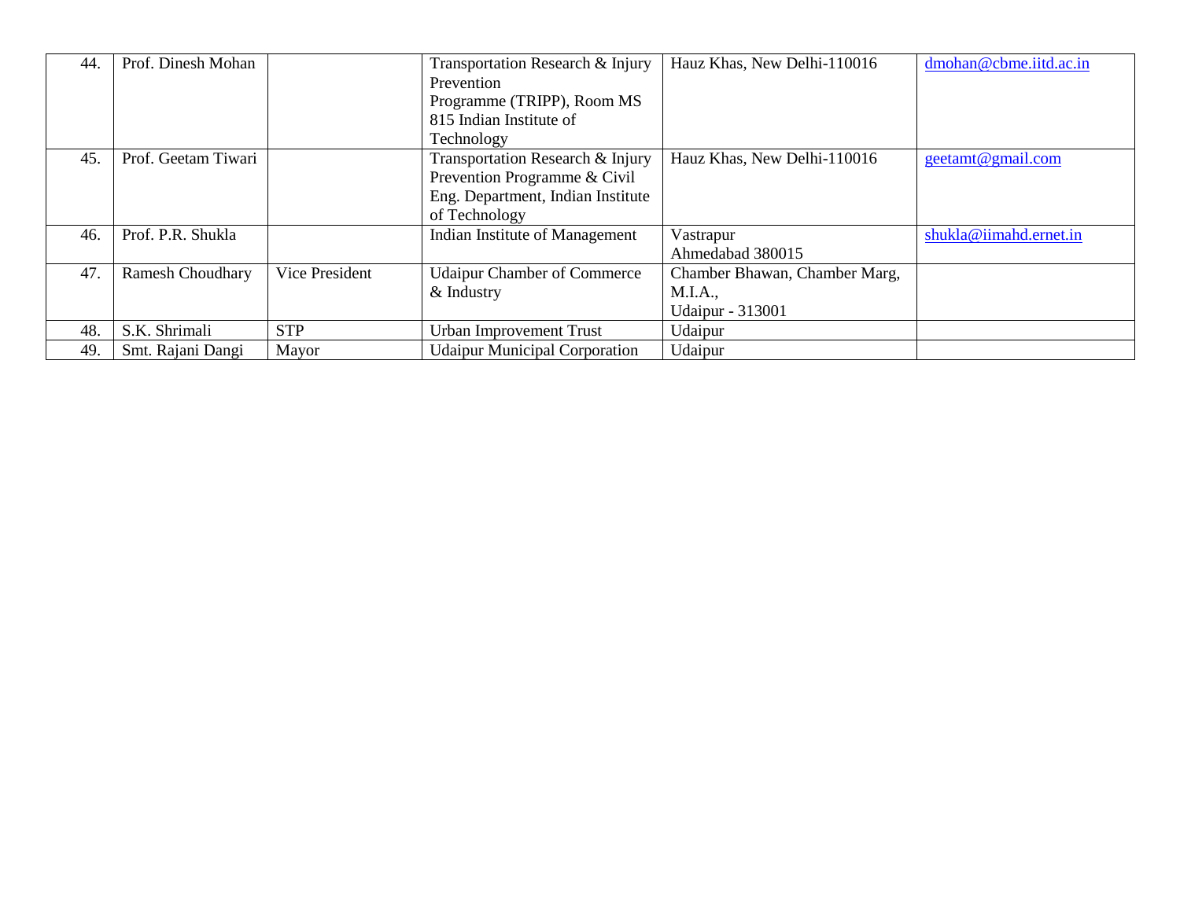| | | | | | |
|---|---|---|---|---|---|
| 44. | Prof. Dinesh Mohan | | Transportation Research & Injury Prevention Programme (TRIPP), Room MS 815 Indian Institute of Technology | Hauz Khas, New Delhi-110016 | dmohan@cbme.iitd.ac.in |
| 45. | Prof. Geetam Tiwari | | Transportation Research & Injury Prevention Programme & Civil Eng. Department, Indian Institute of Technology | Hauz Khas, New Delhi-110016 | geetamt@gmail.com |
| 46. | Prof. P.R. Shukla | | Indian Institute of Management | Vastrapur Ahmedabad 380015 | shukla@iimahd.ernet.in |
| 47. | Ramesh Choudhary | Vice President | Udaipur Chamber of Commerce & Industry | Chamber Bhawan, Chamber Marg, M.I.A., Udaipur - 313001 | |
| 48. | S.K. Shrimali | STP | Urban Improvement Trust | Udaipur | |
| 49. | Smt. Rajani Dangi | Mayor | Udaipur Municipal Corporation | Udaipur | |